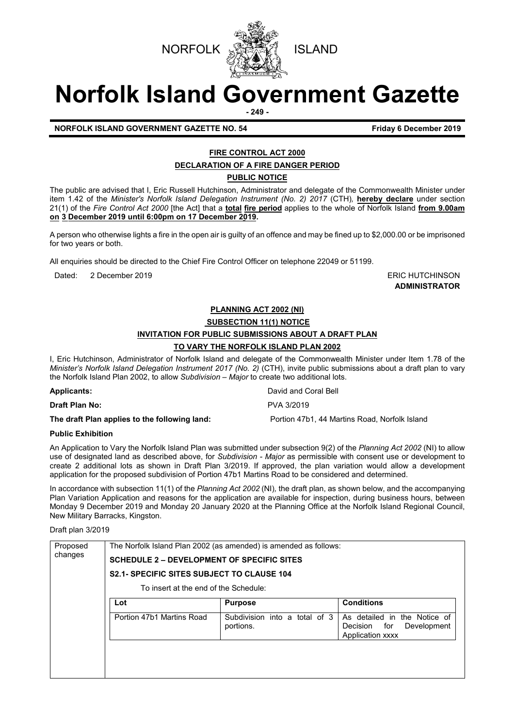NORFOLK ISLAND

# Norfolk Island Government Gazette

**NORFOLK ISLAND GOVERNMENT GAZETTE NO. 54** **Friday 6 December 2019**

## FIRE CONTROL ACT 2000

### DECLARATION OF A FIRE DANGER PERIOD

### PUBLIC NOTICE

The public are advised that I, Eric Russell Hutchinson, Administrator and delegate of the Commonwealth Minister under item 1.42 of the *Minister's Norfolk Island Delegation Instrument (No. 2) 2017* (CTH), **hereby declare** under section 21(1) of the *Fire Control Act 2000* [the Act] that a **total fire period** applies to the whole of Norfolk Island **from 9.00am on 3 December 2019 until 6:00pm on 17 December 2019.**

A person who otherwise lights a fire in the open air is guilty of an offence and may be fined up to $2,000.00 or be imprisoned for two years or both.

All enquiries should be directed to the Chief Fire Control Officer on telephone 22049 or 51199.

Dated: 2 December 2019

ERIC HUTCHINSON
**ADMINISTRATOR**

## PLANNING ACT 2002 (NI)

### SUBSECTION 11(1) NOTICE

### INVITATION FOR PUBLIC SUBMISSIONS ABOUT A DRAFT PLAN TO VARY THE NORFOLK ISLAND PLAN 2002

I, Eric Hutchinson, Administrator of Norfolk Island and delegate of the Commonwealth Minister under Item 1.78 of the *Minister's Norfolk Island Delegation Instrument 2017 (No. 2)* (CTH), invite public submissions about a draft plan to vary the Norfolk Island Plan 2002, to allow *Subdivision – Major* to create two additional lots.

**Applicants:** David and Coral Bell

**Draft Plan No:** PVA 3/2019

**The draft Plan applies to the following land:** Portion 47b1, 44 Martins Road, Norfolk Island

**Public Exhibition**

An Application to Vary the Norfolk Island Plan was submitted under subsection 9(2) of the *Planning Act 2002* (NI) to allow use of designated land as described above, for *Subdivision - Major* as permissible with consent use or development to create 2 additional lots as shown in Draft Plan 3/2019. If approved, the plan variation would allow a development application for the proposed subdivision of Portion 47b1 Martins Road to be considered and determined.

In accordance with subsection 11(1) of the *Planning Act 2002* (NI), the draft plan, as shown below, and the accompanying Plan Variation Application and reasons for the application are available for inspection, during business hours, between Monday 9 December 2019 and Monday 20 January 2020 at the Planning Office at the Norfolk Island Regional Council, New Military Barracks, Kingston.

Draft plan 3/2019

Proposed changes

The Norfolk Island Plan 2002 (as amended) is amended as follows:

**SCHEDULE 2 – DEVELOPMENT OF SPECIFIC SITES**

**S2.1- SPECIFIC SITES SUBJECT TO CLAUSE 104**

To insert at the end of the Schedule:

| Lot | Purpose | Conditions |
|---|---|---|
| Portion 47b1 Martins Road | Subdivision into a total of 3 portions. | As detailed in the Notice of Decision for Development Application xxxx |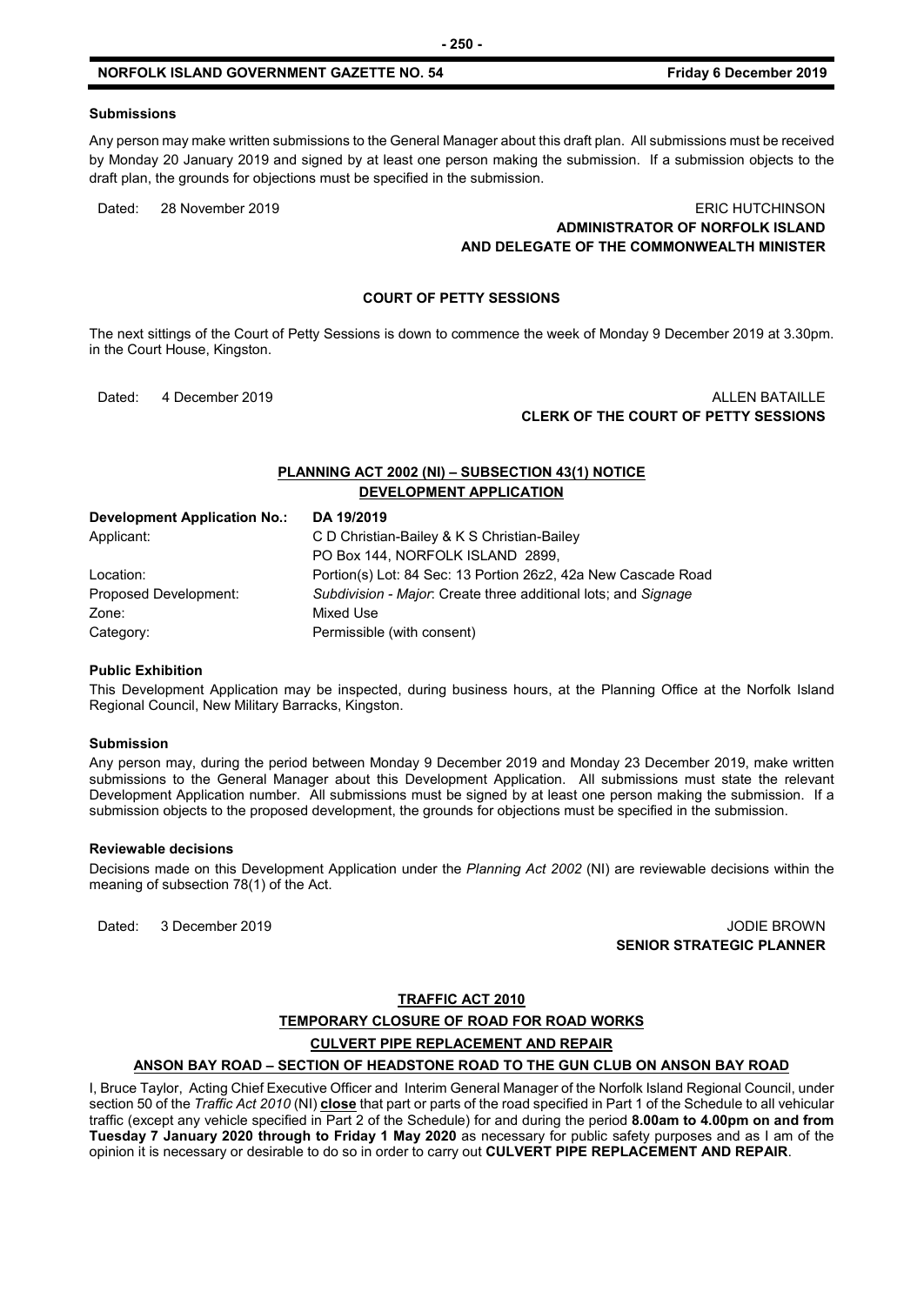#### Submissions

Any person may make written submissions to the General Manager about this draft plan. All submissions must be received by Monday 20 January 2019 and signed by at least one person making the submission. If a submission objects to the draft plan, the grounds for objections must be specified in the submission.

Dated: 28 November 2019 ERIC HUTCHINSON
**ADMINISTRATOR OF NORFOLK ISLAND**
**AND DELEGATE OF THE COMMONWEALTH MINISTER**

## COURT OF PETTY SESSIONS

The next sittings of the Court of Petty Sessions is down to commence the week of Monday 9 December 2019 at 3.30pm. in the Court House, Kingston.

Dated: 4 December 2019 ALLEN BATAILLE
**CLERK OF THE COURT OF PETTY SESSIONS**

## PLANNING ACT 2002 (NI) – SUBSECTION 43(1) NOTICE
## DEVELOPMENT APPLICATION

| **Development Application No.:** | **DA 19/2019** |
|---|---|
| Applicant: | C D Christian-Bailey & K S Christian-Bailey<br>PO Box 144, NORFOLK ISLAND 2899, |
| Location: | Portion(s) Lot: 84 Sec: 13 Portion 26z2, 42a New Cascade Road |
| Proposed Development: | *Subdivision - Major*: Create three additional lots; and *Signage* |
| Zone: | Mixed Use |
| Category: | Permissible (with consent) |

#### Public Exhibition

This Development Application may be inspected, during business hours, at the Planning Office at the Norfolk Island Regional Council, New Military Barracks, Kingston.

#### Submission

Any person may, during the period between Monday 9 December 2019 and Monday 23 December 2019, make written submissions to the General Manager about this Development Application. All submissions must state the relevant Development Application number. All submissions must be signed by at least one person making the submission. If a submission objects to the proposed development, the grounds for objections must be specified in the submission.

#### Reviewable decisions

Decisions made on this Development Application under the *Planning Act 2002* (NI) are reviewable decisions within the meaning of subsection 78(1) of the Act.

Dated: 3 December 2019 JODIE BROWN
**SENIOR STRATEGIC PLANNER**

## TRAFFIC ACT 2010
## TEMPORARY CLOSURE OF ROAD FOR ROAD WORKS
## CULVERT PIPE REPLACEMENT AND REPAIR
## ANSON BAY ROAD – SECTION OF HEADSTONE ROAD TO THE GUN CLUB ON ANSON BAY ROAD

I, Bruce Taylor, Acting Chief Executive Officer and Interim General Manager of the Norfolk Island Regional Council, under section 50 of the *Traffic Act 2010* (NI) **close** that part or parts of the road specified in Part 1 of the Schedule to all vehicular traffic (except any vehicle specified in Part 2 of the Schedule) for and during the period **8.00am to 4.00pm on and from Tuesday 7 January 2020 through to Friday 1 May 2020** as necessary for public safety purposes and as I am of the opinion it is necessary or desirable to do so in order to carry out **CULVERT PIPE REPLACEMENT AND REPAIR**.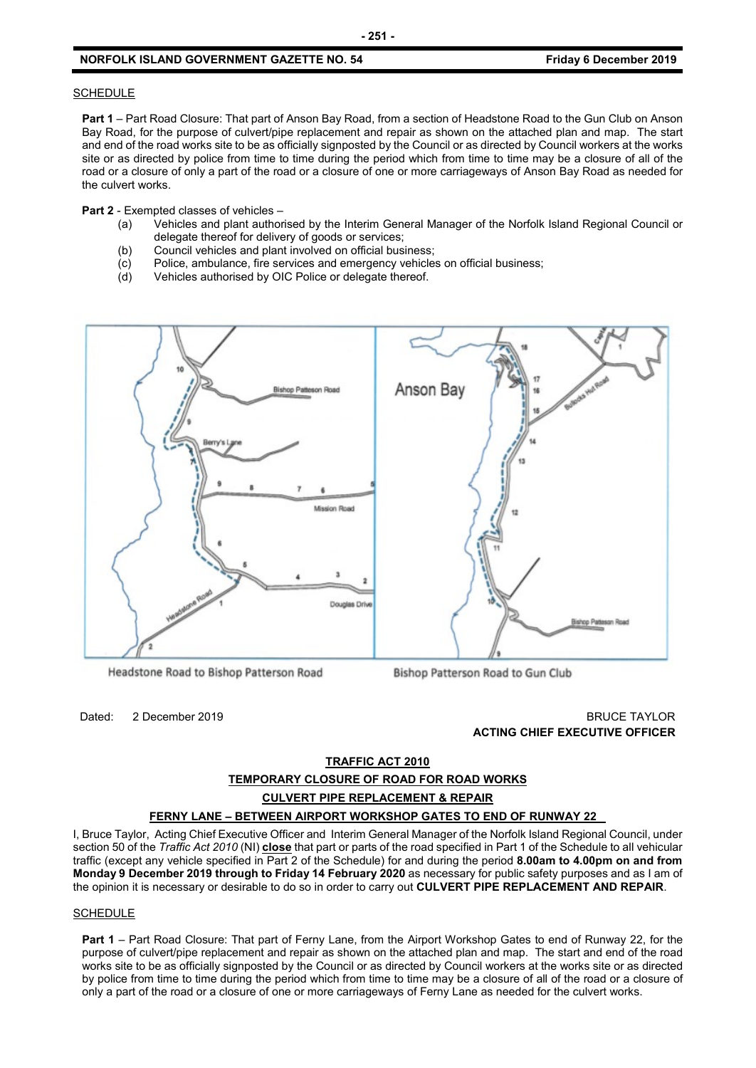SCHEDULE

**Part 1** – Part Road Closure: That part of Anson Bay Road, from a section of Headstone Road to the Gun Club on Anson Bay Road, for the purpose of culvert/pipe replacement and repair as shown on the attached plan and map. The start and end of the road works site to be as officially signposted by the Council or as directed by Council workers at the works site or as directed by police from time to time during the period which from time to time may be a closure of all of the road or a closure of only a part of the road or a closure of one or more carriageways of Anson Bay Road as needed for the culvert works.

**Part 2** - Exempted classes of vehicles –

- (a) Vehicles and plant authorised by the Interim General Manager of the Norfolk Island Regional Council or delegate thereof for delivery of goods or services;
- (b) Council vehicles and plant involved on official business;
- (c) Police, ambulance, fire services and emergency vehicles on official business;
- (d) Vehicles authorised by OIC Police or delegate thereof.

Headstone Road to Bishop Patterson Road

Bishop Patterson Road to Gun Club

Dated: 2 December 2019

BRUCE TAYLOR
**ACTING CHIEF EXECUTIVE OFFICER**

## TRAFFIC ACT 2010

## TEMPORARY CLOSURE OF ROAD FOR ROAD WORKS

## CULVERT PIPE REPLACEMENT & REPAIR

## FERNY LANE – BETWEEN AIRPORT WORKSHOP GATES TO END OF RUNWAY 22

I, Bruce Taylor, Acting Chief Executive Officer and Interim General Manager of the Norfolk Island Regional Council, under section 50 of the *Traffic Act 2010* (NI) **close** that part or parts of the road specified in Part 1 of the Schedule to all vehicular traffic (except any vehicle specified in Part 2 of the Schedule) for and during the period **8.00am to 4.00pm on and from Monday 9 December 2019 through to Friday 14 February 2020** as necessary for public safety purposes and as I am of the opinion it is necessary or desirable to do so in order to carry out **CULVERT PIPE REPLACEMENT AND REPAIR**.

SCHEDULE

**Part 1** – Part Road Closure: That part of Ferny Lane, from the Airport Workshop Gates to end of Runway 22, for the purpose of culvert/pipe replacement and repair as shown on the attached plan and map. The start and end of the road works site to be as officially signposted by the Council or as directed by Council workers at the works site or as directed by police from time to time during the period which from time to time may be a closure of all of the road or a closure of only a part of the road or a closure of one or more carriageways of Ferny Lane as needed for the culvert works.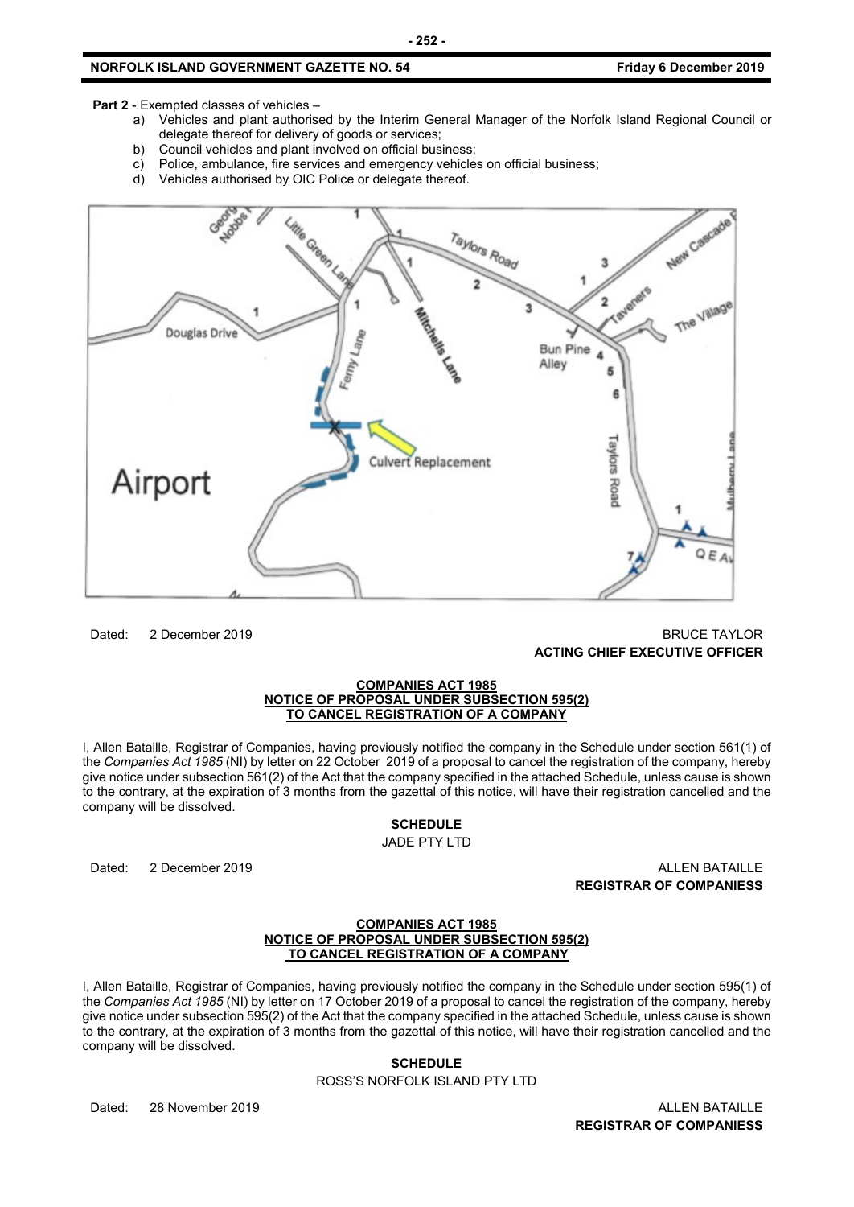**Part 2** - Exempted classes of vehicles –

a) Vehicles and plant authorised by the Interim General Manager of the Norfolk Island Regional Council or delegate thereof for delivery of goods or services;
b) Council vehicles and plant involved on official business;
c) Police, ambulance, fire services and emergency vehicles on official business;
d) Vehicles authorised by OIC Police or delegate thereof.

Dated: 2 December 2019

BRUCE TAYLOR
**ACTING CHIEF EXECUTIVE OFFICER**

**COMPANIES ACT 1985**
**NOTICE OF PROPOSAL UNDER SUBSECTION 595(2)**
**TO CANCEL REGISTRATION OF A COMPANY**

I, Allen Bataille, Registrar of Companies, having previously notified the company in the Schedule under section 561(1) of the *Companies Act 1985* (NI) by letter on 22 October 2019 of a proposal to cancel the registration of the company, hereby give notice under subsection 561(2) of the Act that the company specified in the attached Schedule, unless cause is shown to the contrary, at the expiration of 3 months from the gazettal of this notice, will have their registration cancelled and the company will be dissolved.

**SCHEDULE**

JADE PTY LTD

Dated: 2 December 2019

ALLEN BATAILLE
**REGISTRAR OF COMPANIESS**

**COMPANIES ACT 1985**
**NOTICE OF PROPOSAL UNDER SUBSECTION 595(2)**
**TO CANCEL REGISTRATION OF A COMPANY**

I, Allen Bataille, Registrar of Companies, having previously notified the company in the Schedule under section 595(1) of the *Companies Act 1985* (NI) by letter on 17 October 2019 of a proposal to cancel the registration of the company, hereby give notice under subsection 595(2) of the Act that the company specified in the attached Schedule, unless cause is shown to the contrary, at the expiration of 3 months from the gazettal of this notice, will have their registration cancelled and the company will be dissolved.

**SCHEDULE**

ROSS'S NORFOLK ISLAND PTY LTD

Dated: 28 November 2019

ALLEN BATAILLE
**REGISTRAR OF COMPANIESS**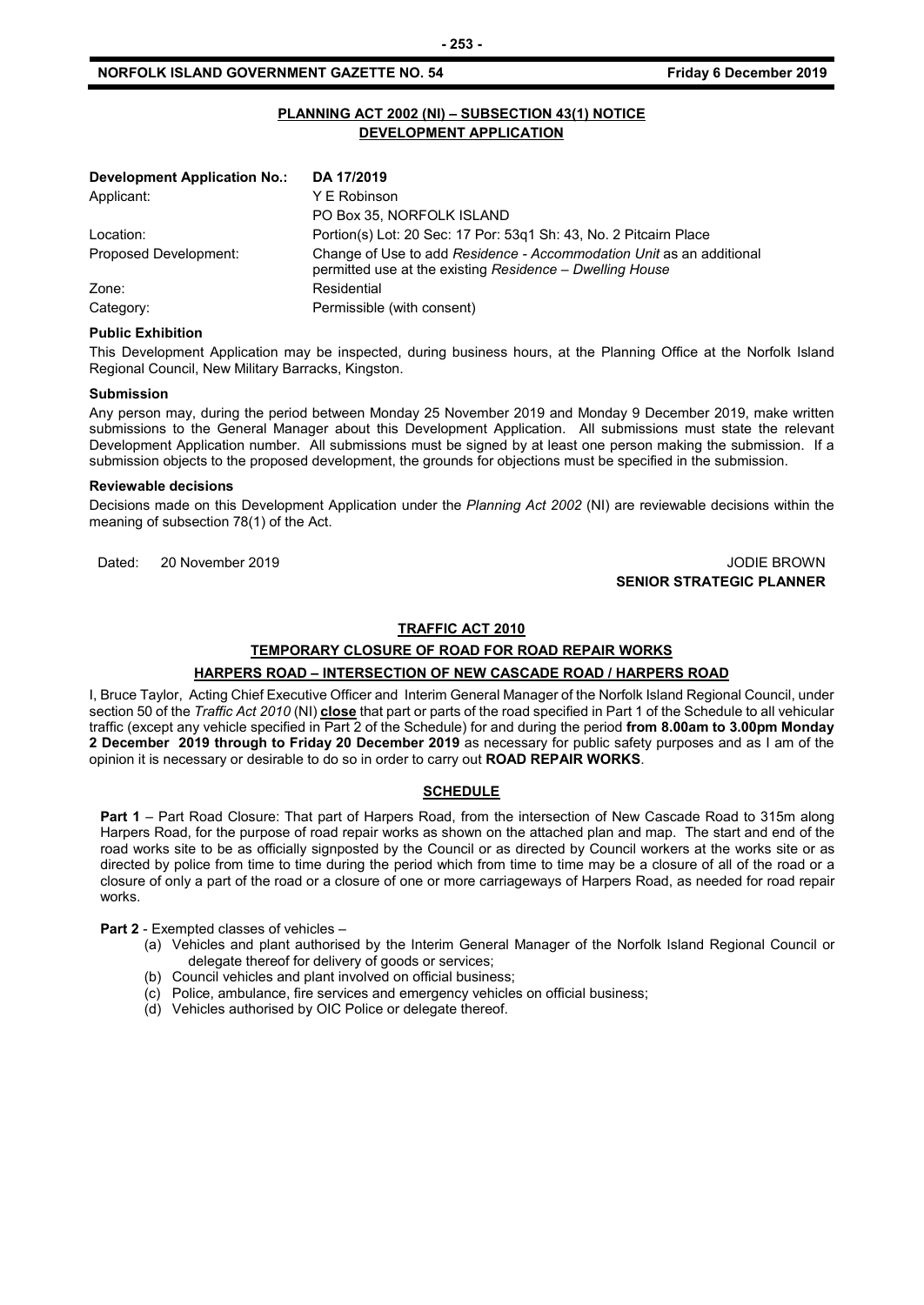## PLANNING ACT 2002 (NI) – SUBSECTION 43(1) NOTICE
## DEVELOPMENT APPLICATION

| **Development Application No.:** | **DA 17/2019** |
|---|---|
| Applicant: | Y E Robinson<br>PO Box 35, NORFOLK ISLAND |
| Location: | Portion(s) Lot: 20 Sec: 17 Por: 53q1 Sh: 43, No. 2 Pitcairn Place |
| Proposed Development: | Change of Use to add *Residence - Accommodation Unit* as an additional permitted use at the existing *Residence – Dwelling House* |
| Zone: | Residential |
| Category: | Permissible (with consent) |

**Public Exhibition**

This Development Application may be inspected, during business hours, at the Planning Office at the Norfolk Island Regional Council, New Military Barracks, Kingston.

**Submission**

Any person may, during the period between Monday 25 November 2019 and Monday 9 December 2019, make written submissions to the General Manager about this Development Application. All submissions must state the relevant Development Application number. All submissions must be signed by at least one person making the submission. If a submission objects to the proposed development, the grounds for objections must be specified in the submission.

**Reviewable decisions**

Decisions made on this Development Application under the *Planning Act 2002* (NI) are reviewable decisions within the meaning of subsection 78(1) of the Act.

Dated: 20 November 2019

JODIE BROWN
**SENIOR STRATEGIC PLANNER**

## TRAFFIC ACT 2010
## TEMPORARY CLOSURE OF ROAD FOR ROAD REPAIR WORKS
## HARPERS ROAD – INTERSECTION OF NEW CASCADE ROAD / HARPERS ROAD

I, Bruce Taylor, Acting Chief Executive Officer and Interim General Manager of the Norfolk Island Regional Council, under section 50 of the *Traffic Act 2010* (NI) **close** that part or parts of the road specified in Part 1 of the Schedule to all vehicular traffic (except any vehicle specified in Part 2 of the Schedule) for and during the period **from 8.00am to 3.00pm Monday 2 December 2019 through to Friday 20 December 2019** as necessary for public safety purposes and as I am of the opinion it is necessary or desirable to do so in order to carry out **ROAD REPAIR WORKS**.

**SCHEDULE**

**Part 1** – Part Road Closure: That part of Harpers Road, from the intersection of New Cascade Road to 315m along Harpers Road, for the purpose of road repair works as shown on the attached plan and map. The start and end of the road works site to be as officially signposted by the Council or as directed by Council workers at the works site or as directed by police from time to time during the period which from time to time may be a closure of all of the road or a closure of only a part of the road or a closure of one or more carriageways of Harpers Road, as needed for road repair works.

**Part 2** - Exempted classes of vehicles –

(a) Vehicles and plant authorised by the Interim General Manager of the Norfolk Island Regional Council or delegate thereof for delivery of goods or services;
(b) Council vehicles and plant involved on official business;
(c) Police, ambulance, fire services and emergency vehicles on official business;
(d) Vehicles authorised by OIC Police or delegate thereof.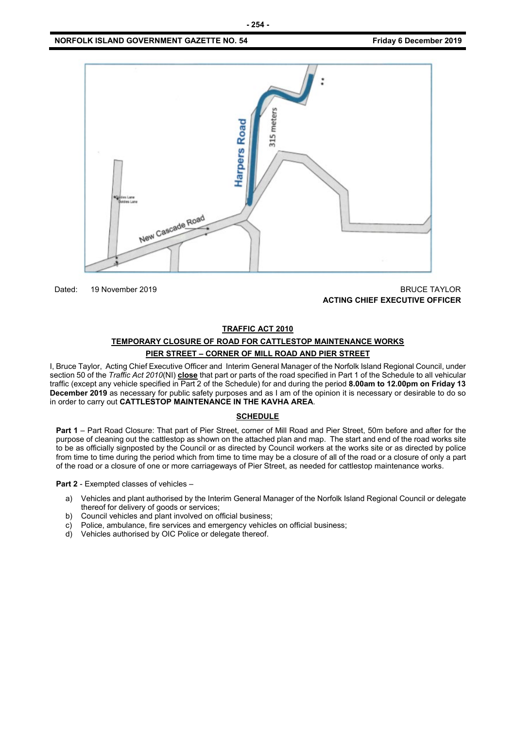Dated: 19 November 2019

BRUCE TAYLOR
**ACTING CHIEF EXECUTIVE OFFICER**

## TRAFFIC ACT 2010

### TEMPORARY CLOSURE OF ROAD FOR CATTLESTOP MAINTENANCE WORKS

### PIER STREET – CORNER OF MILL ROAD AND PIER STREET

I, Bruce Taylor, Acting Chief Executive Officer and Interim General Manager of the Norfolk Island Regional Council, under section 50 of the *Traffic Act 2010*(NI) **close** that part or parts of the road specified in Part 1 of the Schedule to all vehicular traffic (except any vehicle specified in Part 2 of the Schedule) for and during the period **8.00am to 12.00pm on Friday 13 December 2019** as necessary for public safety purposes and as I am of the opinion it is necessary or desirable to do so in order to carry out **CATTLESTOP MAINTENANCE IN THE KAVHA AREA**.

### SCHEDULE

**Part 1** – Part Road Closure: That part of Pier Street, corner of Mill Road and Pier Street, 50m before and after for the purpose of cleaning out the cattlestop as shown on the attached plan and map. The start and end of the road works site to be as officially signposted by the Council or as directed by Council workers at the works site or as directed by police from time to time during the period which from time to time may be a closure of all of the road or a closure of only a part of the road or a closure of one or more carriageways of Pier Street, as needed for cattlestop maintenance works.

**Part 2** - Exempted classes of vehicles –

a) Vehicles and plant authorised by the Interim General Manager of the Norfolk Island Regional Council or delegate thereof for delivery of goods or services;
b) Council vehicles and plant involved on official business;
c) Police, ambulance, fire services and emergency vehicles on official business;
d) Vehicles authorised by OIC Police or delegate thereof.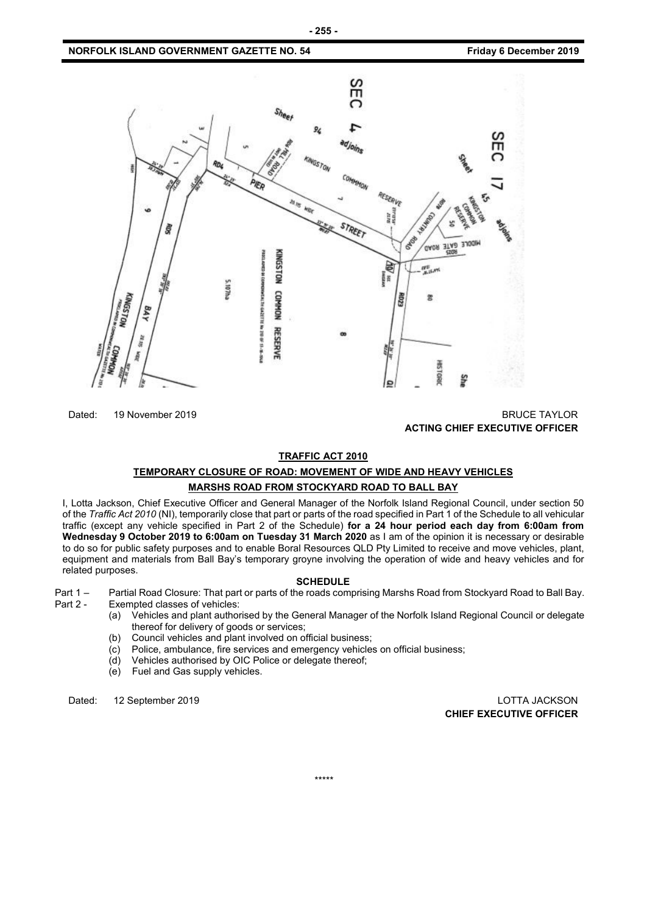Dated: 19 November 2019

BRUCE TAYLOR
**ACTING CHIEF EXECUTIVE OFFICER**

## TRAFFIC ACT 2010

### TEMPORARY CLOSURE OF ROAD: MOVEMENT OF WIDE AND HEAVY VEHICLES

### MARSHS ROAD FROM STOCKYARD ROAD TO BALL BAY

I, Lotta Jackson, Chief Executive Officer and General Manager of the Norfolk Island Regional Council, under section 50 of the *Traffic Act 2010* (NI), temporarily close that part or parts of the road specified in Part 1 of the Schedule to all vehicular traffic (except any vehicle specified in Part 2 of the Schedule) **for a 24 hour period each day from 6:00am from Wednesday 9 October 2019 to 6:00am on Tuesday 31 March 2020** as I am of the opinion it is necessary or desirable to do so for public safety purposes and to enable Boral Resources QLD Pty Limited to receive and move vehicles, plant, equipment and materials from Ball Bay's temporary groyne involving the operation of wide and heavy vehicles and for related purposes.

**SCHEDULE**

Part 1 – Partial Road Closure: That part or parts of the roads comprising Marshs Road from Stockyard Road to Ball Bay.

Part 2 - Exempted classes of vehicles:

(a) Vehicles and plant authorised by the General Manager of the Norfolk Island Regional Council or delegate thereof for delivery of goods or services;
(b) Council vehicles and plant involved on official business;
(c) Police, ambulance, fire services and emergency vehicles on official business;
(d) Vehicles authorised by OIC Police or delegate thereof;
(e) Fuel and Gas supply vehicles.

Dated: 12 September 2019

LOTTA JACKSON
**CHIEF EXECUTIVE OFFICER**

\*\*\*\*\*